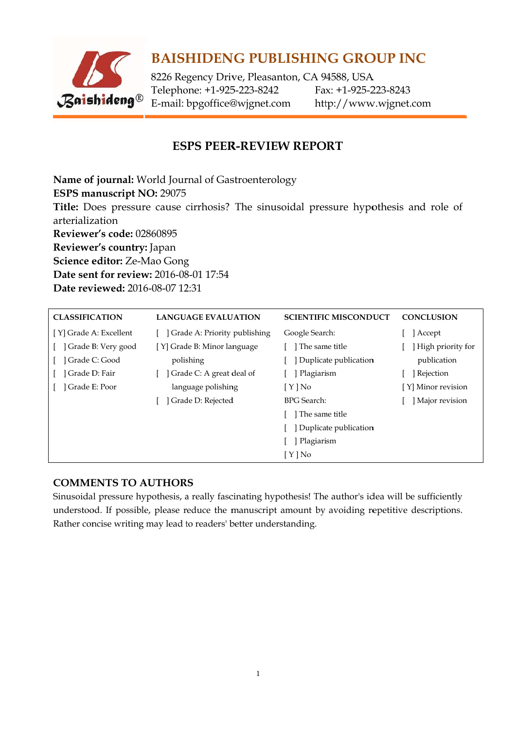# BAISHIDENG PUBLISHING GROUP INC

8226 Regency Drive, Pleasanton, CA 94588, USA
Telephone: +1-925-223-8242 Fax: +1-925-223-8243
E-mail: bpgoffice@wjgnet.com http://www.wjgnet.com

## ESPS PEER-REVIEW REPORT

**Name of journal:** World Journal of Gastroenterology
**ESPS manuscript NO:** 29075
**Title:** Does pressure cause cirrhosis? The sinusoidal pressure hypothesis and role of arterialization
**Reviewer's code:** 02860895
**Reviewer's country:** Japan
**Science editor:** Ze-Mao Gong
**Date sent for review:** 2016-08-01 17:54
**Date reviewed:** 2016-08-07 12:31

| CLASSIFICATION | LANGUAGE EVALUATION | SCIENTIFIC MISCONDUCT | CONCLUSION |
|---|---|---|---|
| [ Y] Grade A: Excellent | [ ] Grade A: Priority publishing | Google Search: | [ ] Accept |
| [ ] Grade B: Very good | [ Y] Grade B: Minor language polishing | [ ] The same title | [ ] High priority for publication |
| [ ] Grade C: Good | [ ] Grade C: A great deal of language polishing | [ ] Duplicate publication | [ ] Rejection |
| [ ] Grade D: Fair | [ ] Grade D: Rejected | [ ] Plagiarism | [ Y] Minor revision |
| [ ] Grade E: Poor | | [ Y ] No | [ ] Major revision |
| | | BPG Search: | |
| | | [ ] The same title | |
| | | [ ] Duplicate publication | |
| | | [ ] Plagiarism | |
| | | [ Y ] No | |

## COMMENTS TO AUTHORS

Sinusoidal pressure hypothesis, a really fascinating hypothesis! The author's idea will be sufficiently understood. If possible, please reduce the manuscript amount by avoiding repetitive descriptions. Rather concise writing may lead to readers' better understanding.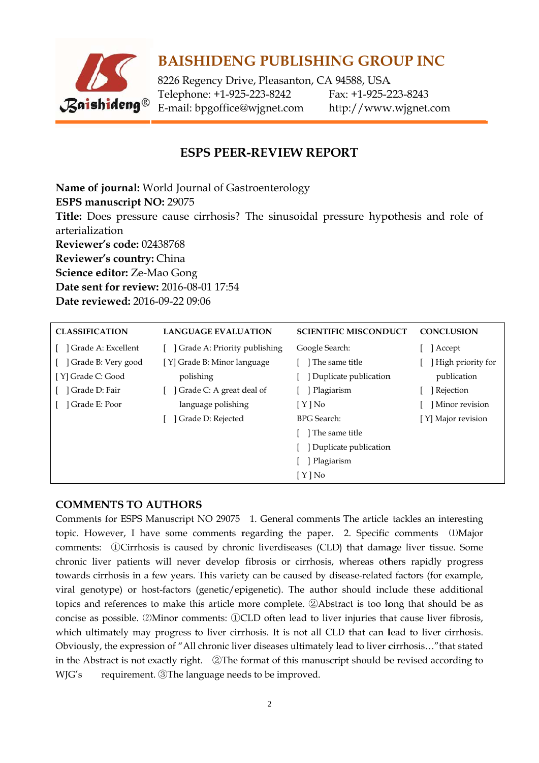# BAISHIDENG PUBLISHING GROUP INC

8226 Regency Drive, Pleasanton, CA 94588, USA
Telephone: +1-925-223-8242 Fax: +1-925-223-8243
E-mail: bpgoffice@wjgnet.com http://www.wjgnet.com

## ESPS PEER-REVIEW REPORT

**Name of journal:** World Journal of Gastroenterology
**ESPS manuscript NO:** 29075
**Title:** Does pressure cause cirrhosis? The sinusoidal pressure hypothesis and role of arterialization
**Reviewer's code:** 02438768
**Reviewer's country:** China
**Science editor:** Ze-Mao Gong
**Date sent for review:** 2016-08-01 17:54
**Date reviewed:** 2016-09-22 09:06

| CLASSIFICATION | LANGUAGE EVALUATION | SCIENTIFIC MISCONDUCT | CONCLUSION |
|---|---|---|---|
| [ ] Grade A: Excellent | [ ] Grade A: Priority publishing | Google Search: | [ ] Accept |
| [ ] Grade B: Very good | [Y] Grade B: Minor language polishing | [ ] The same title | [ ] High priority for publication |
| [Y] Grade C: Good | [ ] Grade C: A great deal of language polishing | [ ] Duplicate publication | [ ] Rejection |
| [ ] Grade D: Fair | [ ] Grade D: Rejected | [ ] Plagiarism | [ ] Minor revision |
| [ ] Grade E: Poor | | [Y] No | [Y] Major revision |
| | | BPG Search: | |
| | | [ ] The same title | |
| | | [ ] Duplicate publication | |
| | | [ ] Plagiarism | |
| | | [Y] No | |

## COMMENTS TO AUTHORS

Comments for ESPS Manuscript NO 29075 1. General comments The article tackles an interesting topic. However, I have some comments regarding the paper. 2. Specific comments ⑴Major comments: ①Cirrhosis is caused by chronic liverdiseases (CLD) that damage liver tissue. Some chronic liver patients will never develop fibrosis or cirrhosis, whereas others rapidly progress towards cirrhosis in a few years. This variety can be caused by disease-related factors (for example, viral genotype) or host-factors (genetic/epigenetic). The author should include these additional topics and references to make this article more complete. ②Abstract is too long that should be as concise as possible. ⑵Minor comments: ①CLD often lead to liver injuries that cause liver fibrosis, which ultimately may progress to liver cirrhosis. It is not all CLD that can lead to liver cirrhosis. Obviously, the expression of "All chronic liver diseases ultimately lead to liver cirrhosis…"that stated in the Abstract is not exactly right. ②The format of this manuscript should be revised according to WJG's requirement. ③The language needs to be improved.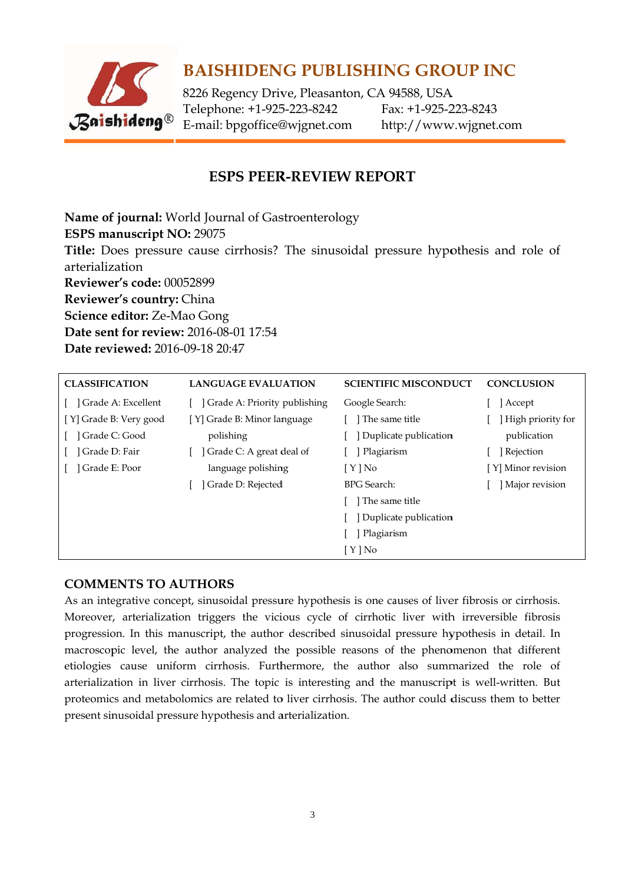# BAISHIDENG PUBLISHING GROUP INC

8226 Regency Drive, Pleasanton, CA 94588, USA
Telephone: +1-925-223-8242 Fax: +1-925-223-8243
E-mail: bpgoffice@wjgnet.com http://www.wjgnet.com

## ESPS PEER-REVIEW REPORT

**Name of journal:** World Journal of Gastroenterology
**ESPS manuscript NO:** 29075
**Title:** Does pressure cause cirrhosis? The sinusoidal pressure hypothesis and role of arterialization
**Reviewer's code:** 00052899
**Reviewer's country:** China
**Science editor:** Ze-Mao Gong
**Date sent for review:** 2016-08-01 17:54
**Date reviewed:** 2016-09-18 20:47

| CLASSIFICATION | LANGUAGE EVALUATION | SCIENTIFIC MISCONDUCT | CONCLUSION |
|---|---|---|---|
| [ ] Grade A: Excellent | [ ] Grade A: Priority publishing | Google Search: | [ ] Accept |
| [Y] Grade B: Very good | [Y] Grade B: Minor language polishing | [ ] The same title | [ ] High priority for publication |
| [ ] Grade C: Good | [ ] Grade C: A great deal of language polishing | [ ] Duplicate publication | [ ] Rejection |
| [ ] Grade D: Fair | [ ] Grade D: Rejected | [ ] Plagiarism | [Y] Minor revision |
| [ ] Grade E: Poor | | [Y] No | [ ] Major revision |
| | | BPG Search: | |
| | | [ ] The same title | |
| | | [ ] Duplicate publication | |
| | | [ ] Plagiarism | |
| | | [Y] No | |

## COMMENTS TO AUTHORS

As an integrative concept, sinusoidal pressure hypothesis is one causes of liver fibrosis or cirrhosis. Moreover, arterialization triggers the vicious cycle of cirrhotic liver with irreversible fibrosis progression. In this manuscript, the author described sinusoidal pressure hypothesis in detail. In macroscopic level, the author analyzed the possible reasons of the phenomenon that different etiologies cause uniform cirrhosis. Furthermore, the author also summarized the role of arterialization in liver cirrhosis. The topic is interesting and the manuscript is well-written. But proteomics and metabolomics are related to liver cirrhosis. The author could discuss them to better present sinusoidal pressure hypothesis and arterialization.